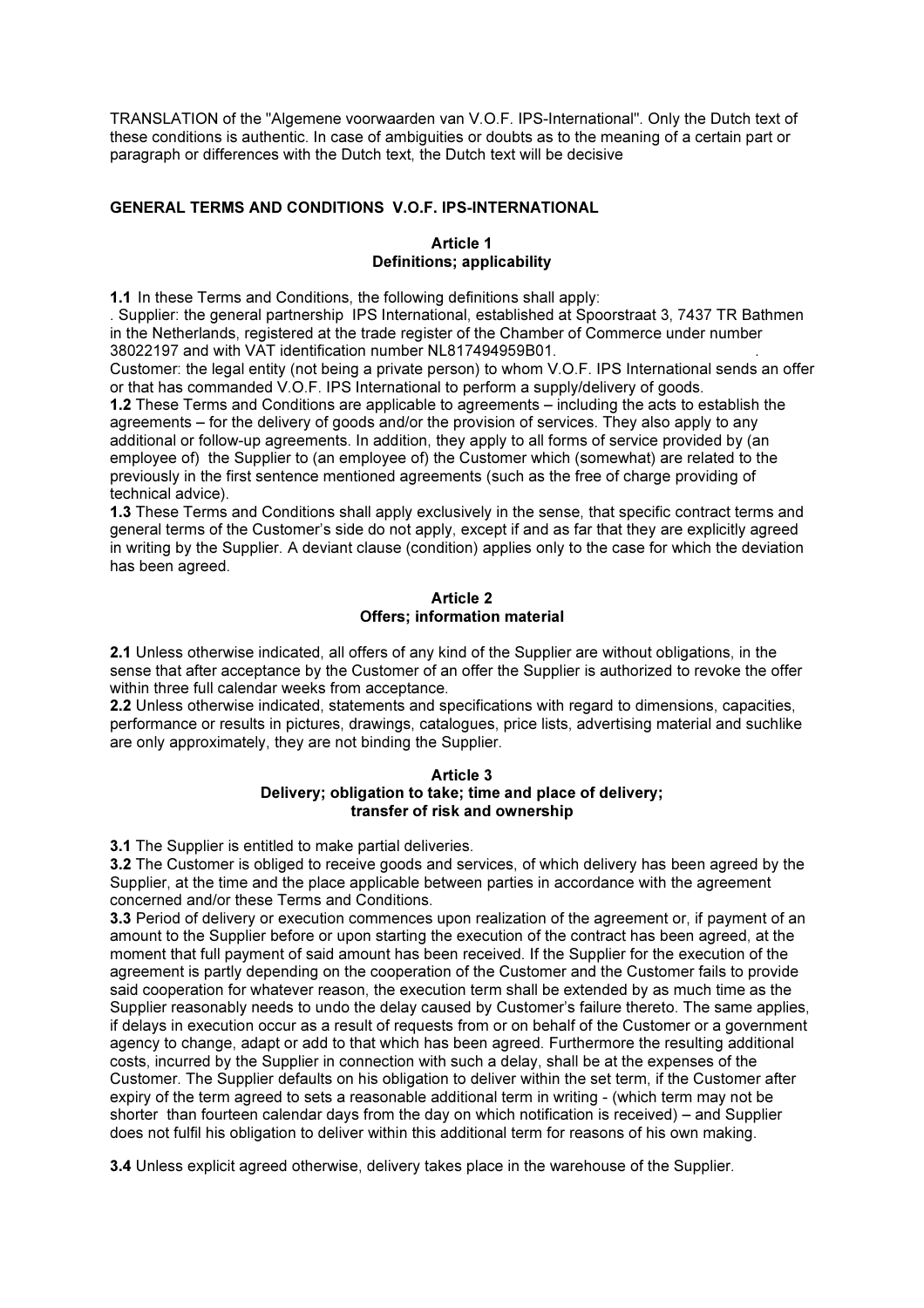TRANSLATION of the "Algemene voorwaarden van V.O.F. IPS-International". Only the Dutch text of these conditions is authentic. In case of ambiguities or doubts as to the meaning of a certain part or paragraph or differences with the Dutch text, the Dutch text will be decisive

## GENERAL TERMS AND CONDITIONS V.O.F. IPS-INTERNATIONAL

### Article 1
### Definitions; applicability

**1.1** In these Terms and Conditions, the following definitions shall apply:
. Supplier: the general partnership IPS International, established at Spoorstraat 3, 7437 TR Bathmen in the Netherlands, registered at the trade register of the Chamber of Commerce under number 38022197 and with VAT identification number NL817494959B01. .
Customer: the legal entity (not being a private person) to whom V.O.F. IPS International sends an offer or that has commanded V.O.F. IPS International to perform a supply/delivery of goods.
**1.2** These Terms and Conditions are applicable to agreements – including the acts to establish the agreements – for the delivery of goods and/or the provision of services. They also apply to any additional or follow-up agreements. In addition, they apply to all forms of service provided by (an employee of) the Supplier to (an employee of) the Customer which (somewhat) are related to the previously in the first sentence mentioned agreements (such as the free of charge providing of technical advice).
**1.3** These Terms and Conditions shall apply exclusively in the sense, that specific contract terms and general terms of the Customer's side do not apply, except if and as far that they are explicitly agreed in writing by the Supplier. A deviant clause (condition) applies only to the case for which the deviation has been agreed.

### Article 2
### Offers; information material

**2.1** Unless otherwise indicated, all offers of any kind of the Supplier are without obligations, in the sense that after acceptance by the Customer of an offer the Supplier is authorized to revoke the offer within three full calendar weeks from acceptance.
**2.2** Unless otherwise indicated, statements and specifications with regard to dimensions, capacities, performance or results in pictures, drawings, catalogues, price lists, advertising material and suchlike are only approximately, they are not binding the Supplier.

### Article 3
### Delivery; obligation to take; time and place of delivery; transfer of risk and ownership

**3.1** The Supplier is entitled to make partial deliveries.
**3.2** The Customer is obliged to receive goods and services, of which delivery has been agreed by the Supplier, at the time and the place applicable between parties in accordance with the agreement concerned and/or these Terms and Conditions.
**3.3** Period of delivery or execution commences upon realization of the agreement or, if payment of an amount to the Supplier before or upon starting the execution of the contract has been agreed, at the moment that full payment of said amount has been received. If the Supplier for the execution of the agreement is partly depending on the cooperation of the Customer and the Customer fails to provide said cooperation for whatever reason, the execution term shall be extended by as much time as the Supplier reasonably needs to undo the delay caused by Customer's failure thereto. The same applies, if delays in execution occur as a result of requests from or on behalf of the Customer or a government agency to change, adapt or add to that which has been agreed. Furthermore the resulting additional costs, incurred by the Supplier in connection with such a delay, shall be at the expenses of the Customer. The Supplier defaults on his obligation to deliver within the set term, if the Customer after expiry of the term agreed to sets a reasonable additional term in writing - (which term may not be shorter than fourteen calendar days from the day on which notification is received) – and Supplier does not fulfil his obligation to deliver within this additional term for reasons of his own making.

**3.4** Unless explicit agreed otherwise, delivery takes place in the warehouse of the Supplier.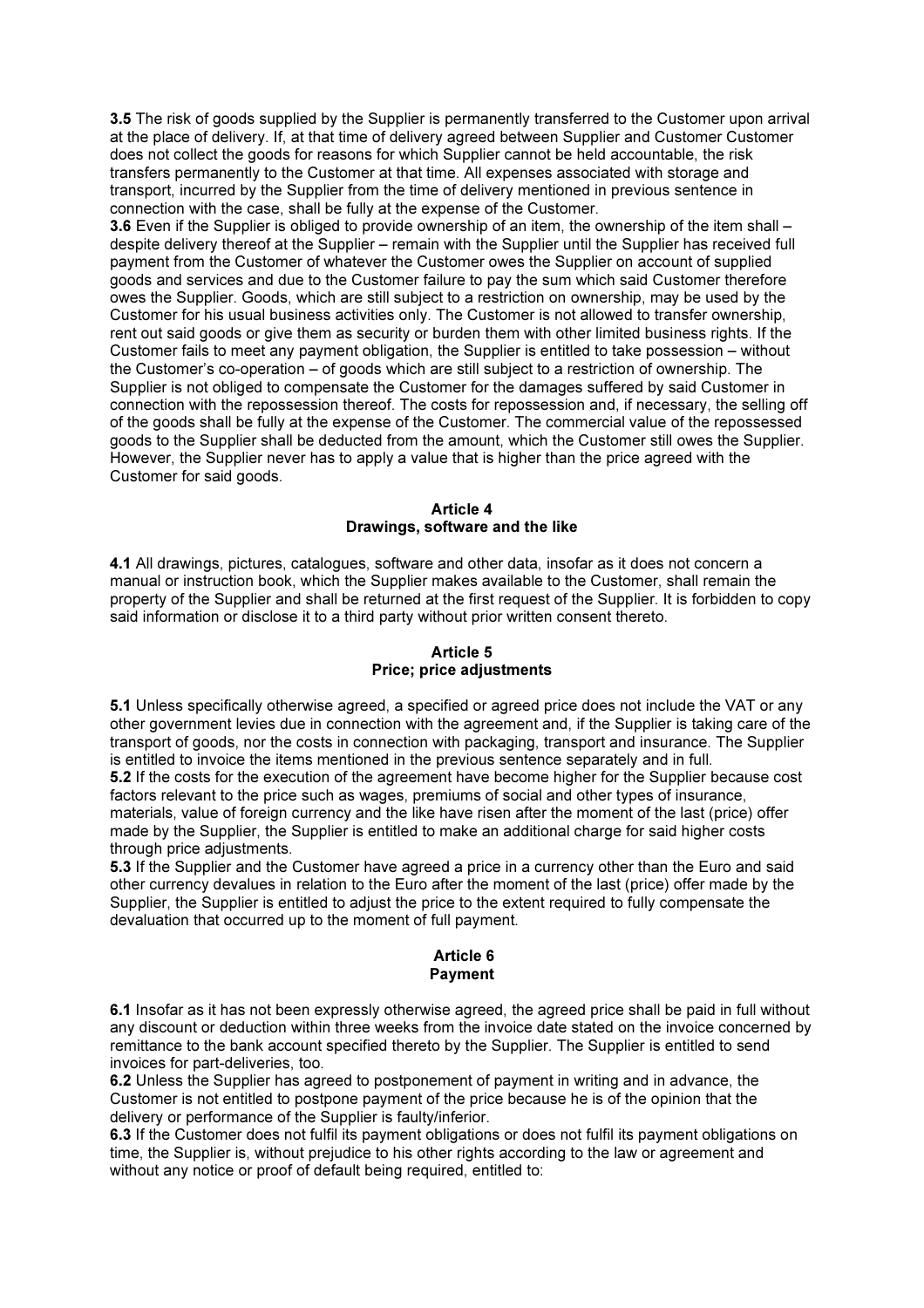**3.5** The risk of goods supplied by the Supplier is permanently transferred to the Customer upon arrival at the place of delivery. If, at that time of delivery agreed between Supplier and Customer Customer does not collect the goods for reasons for which Supplier cannot be held accountable, the risk transfers permanently to the Customer at that time. All expenses associated with storage and transport, incurred by the Supplier from the time of delivery mentioned in previous sentence in connection with the case, shall be fully at the expense of the Customer.

**3.6** Even if the Supplier is obliged to provide ownership of an item, the ownership of the item shall – despite delivery thereof at the Supplier – remain with the Supplier until the Supplier has received full payment from the Customer of whatever the Customer owes the Supplier on account of supplied goods and services and due to the Customer failure to pay the sum which said Customer therefore owes the Supplier. Goods, which are still subject to a restriction on ownership, may be used by the Customer for his usual business activities only. The Customer is not allowed to transfer ownership, rent out said goods or give them as security or burden them with other limited business rights. If the Customer fails to meet any payment obligation, the Supplier is entitled to take possession – without the Customer's co-operation – of goods which are still subject to a restriction of ownership. The Supplier is not obliged to compensate the Customer for the damages suffered by said Customer in connection with the repossession thereof. The costs for repossession and, if necessary, the selling off of the goods shall be fully at the expense of the Customer. The commercial value of the repossessed goods to the Supplier shall be deducted from the amount, which the Customer still owes the Supplier. However, the Supplier never has to apply a value that is higher than the price agreed with the Customer for said goods.

## Article 4
## Drawings, software and the like

**4.1** All drawings, pictures, catalogues, software and other data, insofar as it does not concern a manual or instruction book, which the Supplier makes available to the Customer, shall remain the property of the Supplier and shall be returned at the first request of the Supplier. It is forbidden to copy said information or disclose it to a third party without prior written consent thereto.

## Article 5
## Price; price adjustments

**5.1** Unless specifically otherwise agreed, a specified or agreed price does not include the VAT or any other government levies due in connection with the agreement and, if the Supplier is taking care of the transport of goods, nor the costs in connection with packaging, transport and insurance. The Supplier is entitled to invoice the items mentioned in the previous sentence separately and in full.

**5.2** If the costs for the execution of the agreement have become higher for the Supplier because cost factors relevant to the price such as wages, premiums of social and other types of insurance, materials, value of foreign currency and the like have risen after the moment of the last (price) offer made by the Supplier, the Supplier is entitled to make an additional charge for said higher costs through price adjustments.

**5.3** If the Supplier and the Customer have agreed a price in a currency other than the Euro and said other currency devalues in relation to the Euro after the moment of the last (price) offer made by the Supplier, the Supplier is entitled to adjust the price to the extent required to fully compensate the devaluation that occurred up to the moment of full payment.

## Article 6
## Payment

**6.1** Insofar as it has not been expressly otherwise agreed, the agreed price shall be paid in full without any discount or deduction within three weeks from the invoice date stated on the invoice concerned by remittance to the bank account specified thereto by the Supplier. The Supplier is entitled to send invoices for part-deliveries, too.

**6.2** Unless the Supplier has agreed to postponement of payment in writing and in advance, the Customer is not entitled to postpone payment of the price because he is of the opinion that the delivery or performance of the Supplier is faulty/inferior.

**6.3** If the Customer does not fulfil its payment obligations or does not fulfil its payment obligations on time, the Supplier is, without prejudice to his other rights according to the law or agreement and without any notice or proof of default being required, entitled to: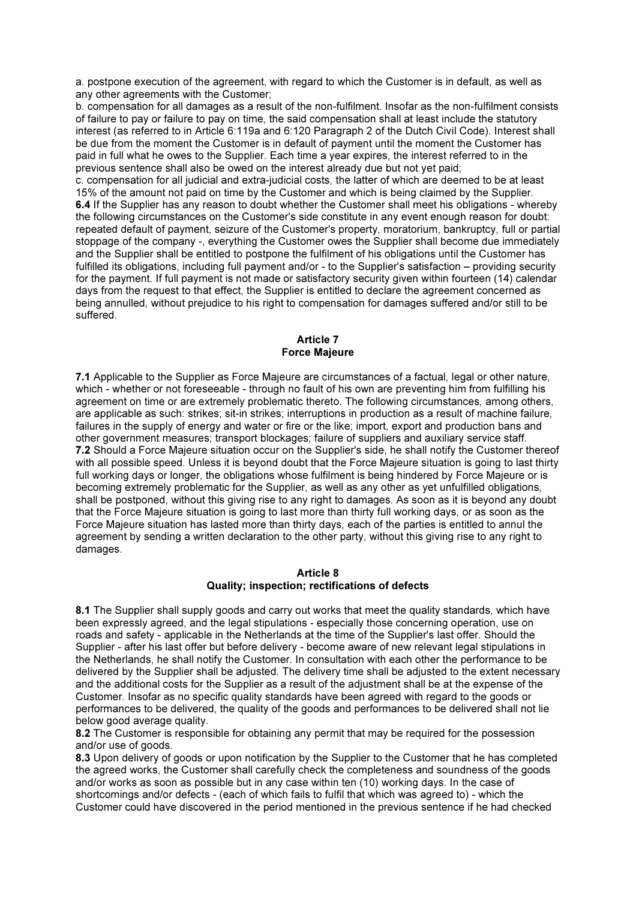a. postpone execution of the agreement, with regard to which the Customer is in default, as well as any other agreements with the Customer;

b. compensation for all damages as a result of the non-fulfilment. Insofar as the non-fulfilment consists of failure to pay or failure to pay on time, the said compensation shall at least include the statutory interest (as referred to in Article 6:119a and 6:120 Paragraph 2 of the Dutch Civil Code). Interest shall be due from the moment the Customer is in default of payment until the moment the Customer has paid in full what he owes to the Supplier. Each time a year expires, the interest referred to in the previous sentence shall also be owed on the interest already due but not yet paid;

c. compensation for all judicial and extra-judicial costs, the latter of which are deemed to be at least 15% of the amount not paid on time by the Customer and which is being claimed by the Supplier.

**6.4** If the Supplier has any reason to doubt whether the Customer shall meet his obligations - whereby the following circumstances on the Customer's side constitute in any event enough reason for doubt: repeated default of payment, seizure of the Customer's property, moratorium, bankruptcy, full or partial stoppage of the company -, everything the Customer owes the Supplier shall become due immediately and the Supplier shall be entitled to postpone the fulfilment of his obligations until the Customer has fulfilled its obligations, including full payment and/or - to the Supplier's satisfaction – providing security for the payment. If full payment is not made or satisfactory security given within fourteen (14) calendar days from the request to that effect, the Supplier is entitled to declare the agreement concerned as being annulled, without prejudice to his right to compensation for damages suffered and/or still to be suffered.

## Article 7
## Force Majeure

**7.1** Applicable to the Supplier as Force Majeure are circumstances of a factual, legal or other nature, which - whether or not foreseeable - through no fault of his own are preventing him from fulfilling his agreement on time or are extremely problematic thereto. The following circumstances, among others, are applicable as such: strikes; sit-in strikes; interruptions in production as a result of machine failure, failures in the supply of energy and water or fire or the like; import, export and production bans and other government measures; transport blockages; failure of suppliers and auxiliary service staff.

**7.2** Should a Force Majeure situation occur on the Supplier's side, he shall notify the Customer thereof with all possible speed. Unless it is beyond doubt that the Force Majeure situation is going to last thirty full working days or longer, the obligations whose fulfilment is being hindered by Force Majeure or is becoming extremely problematic for the Supplier, as well as any other as yet unfulfilled obligations, shall be postponed, without this giving rise to any right to damages. As soon as it is beyond any doubt that the Force Majeure situation is going to last more than thirty full working days, or as soon as the Force Majeure situation has lasted more than thirty days, each of the parties is entitled to annul the agreement by sending a written declaration to the other party, without this giving rise to any right to damages.

## Article 8
## Quality; inspection; rectifications of defects

**8.1** The Supplier shall supply goods and carry out works that meet the quality standards, which have been expressly agreed, and the legal stipulations - especially those concerning operation, use on roads and safety - applicable in the Netherlands at the time of the Supplier's last offer. Should the Supplier - after his last offer but before delivery - become aware of new relevant legal stipulations in the Netherlands, he shall notify the Customer. In consultation with each other the performance to be delivered by the Supplier shall be adjusted. The delivery time shall be adjusted to the extent necessary and the additional costs for the Supplier as a result of the adjustment shall be at the expense of the Customer. Insofar as no specific quality standards have been agreed with regard to the goods or performances to be delivered, the quality of the goods and performances to be delivered shall not lie below good average quality.

**8.2** The Customer is responsible for obtaining any permit that may be required for the possession and/or use of goods.

**8.3** Upon delivery of goods or upon notification by the Supplier to the Customer that he has completed the agreed works, the Customer shall carefully check the completeness and soundness of the goods and/or works as soon as possible but in any case within ten (10) working days. In the case of shortcomings and/or defects - (each of which fails to fulfil that which was agreed to) - which the Customer could have discovered in the period mentioned in the previous sentence if he had checked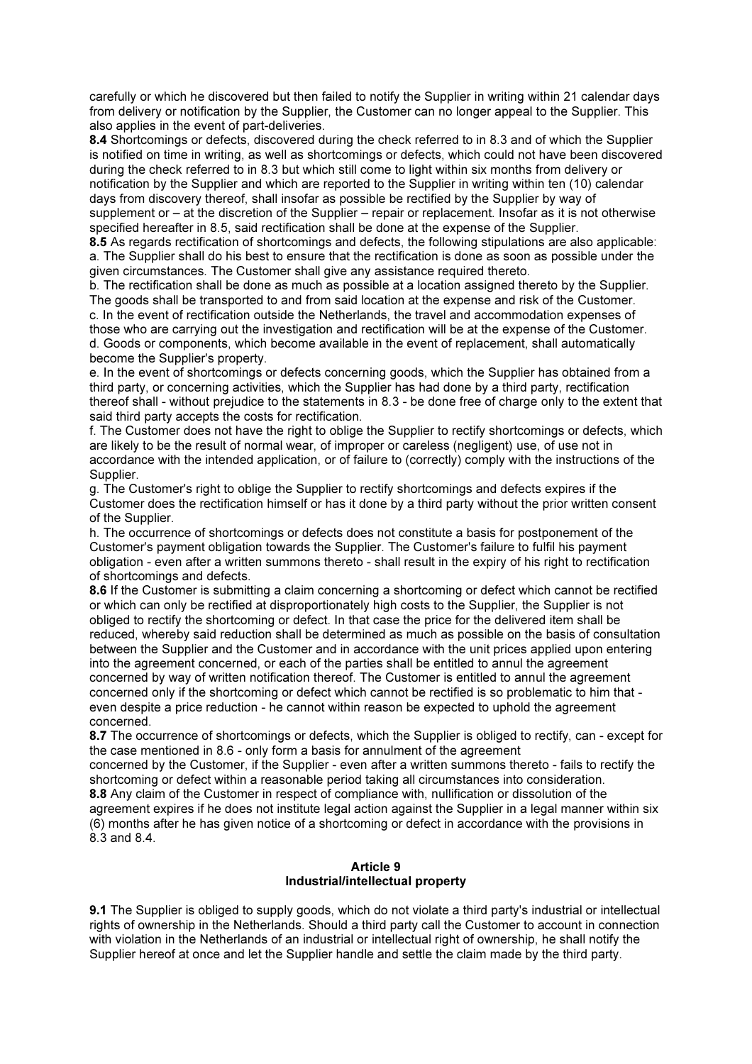carefully or which he discovered but then failed to notify the Supplier in writing within 21 calendar days from delivery or notification by the Supplier, the Customer can no longer appeal to the Supplier. This also applies in the event of part-deliveries.

**8.4** Shortcomings or defects, discovered during the check referred to in 8.3 and of which the Supplier is notified on time in writing, as well as shortcomings or defects, which could not have been discovered during the check referred to in 8.3 but which still come to light within six months from delivery or notification by the Supplier and which are reported to the Supplier in writing within ten (10) calendar days from discovery thereof, shall insofar as possible be rectified by the Supplier by way of supplement or – at the discretion of the Supplier – repair or replacement. Insofar as it is not otherwise specified hereafter in 8.5, said rectification shall be done at the expense of the Supplier.

**8.5** As regards rectification of shortcomings and defects, the following stipulations are also applicable:

a. The Supplier shall do his best to ensure that the rectification is done as soon as possible under the given circumstances. The Customer shall give any assistance required thereto.

b. The rectification shall be done as much as possible at a location assigned thereto by the Supplier. The goods shall be transported to and from said location at the expense and risk of the Customer.

c. In the event of rectification outside the Netherlands, the travel and accommodation expenses of those who are carrying out the investigation and rectification will be at the expense of the Customer.

d. Goods or components, which become available in the event of replacement, shall automatically become the Supplier's property.

e. In the event of shortcomings or defects concerning goods, which the Supplier has obtained from a third party, or concerning activities, which the Supplier has had done by a third party, rectification thereof shall - without prejudice to the statements in 8.3 - be done free of charge only to the extent that said third party accepts the costs for rectification.

f. The Customer does not have the right to oblige the Supplier to rectify shortcomings or defects, which are likely to be the result of normal wear, of improper or careless (negligent) use, of use not in accordance with the intended application, or of failure to (correctly) comply with the instructions of the Supplier.

g. The Customer's right to oblige the Supplier to rectify shortcomings and defects expires if the Customer does the rectification himself or has it done by a third party without the prior written consent of the Supplier.

h. The occurrence of shortcomings or defects does not constitute a basis for postponement of the Customer's payment obligation towards the Supplier. The Customer's failure to fulfil his payment obligation - even after a written summons thereto - shall result in the expiry of his right to rectification of shortcomings and defects.

**8.6** If the Customer is submitting a claim concerning a shortcoming or defect which cannot be rectified or which can only be rectified at disproportionately high costs to the Supplier, the Supplier is not obliged to rectify the shortcoming or defect. In that case the price for the delivered item shall be reduced, whereby said reduction shall be determined as much as possible on the basis of consultation between the Supplier and the Customer and in accordance with the unit prices applied upon entering into the agreement concerned, or each of the parties shall be entitled to annul the agreement concerned by way of written notification thereof. The Customer is entitled to annul the agreement concerned only if the shortcoming or defect which cannot be rectified is so problematic to him that - even despite a price reduction - he cannot within reason be expected to uphold the agreement concerned.

**8.7** The occurrence of shortcomings or defects, which the Supplier is obliged to rectify, can - except for the case mentioned in 8.6 - only form a basis for annulment of the agreement concerned by the Customer, if the Supplier - even after a written summons thereto - fails to rectify the shortcoming or defect within a reasonable period taking all circumstances into consideration.

**8.8** Any claim of the Customer in respect of compliance with, nullification or dissolution of the agreement expires if he does not institute legal action against the Supplier in a legal manner within six (6) months after he has given notice of a shortcoming or defect in accordance with the provisions in 8.3 and 8.4.

## Article 9
## Industrial/intellectual property

**9.1** The Supplier is obliged to supply goods, which do not violate a third party's industrial or intellectual rights of ownership in the Netherlands. Should a third party call the Customer to account in connection with violation in the Netherlands of an industrial or intellectual right of ownership, he shall notify the Supplier hereof at once and let the Supplier handle and settle the claim made by the third party.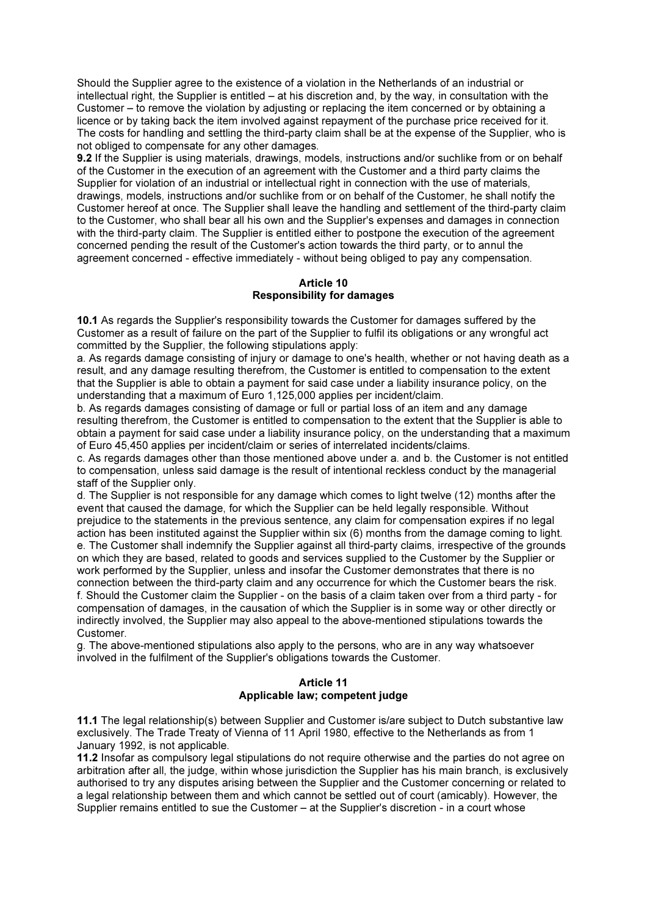Should the Supplier agree to the existence of a violation in the Netherlands of an industrial or intellectual right, the Supplier is entitled – at his discretion and, by the way, in consultation with the Customer – to remove the violation by adjusting or replacing the item concerned or by obtaining a licence or by taking back the item involved against repayment of the purchase price received for it. The costs for handling and settling the third-party claim shall be at the expense of the Supplier, who is not obliged to compensate for any other damages.

**9.2** If the Supplier is using materials, drawings, models, instructions and/or suchlike from or on behalf of the Customer in the execution of an agreement with the Customer and a third party claims the Supplier for violation of an industrial or intellectual right in connection with the use of materials, drawings, models, instructions and/or suchlike from or on behalf of the Customer, he shall notify the Customer hereof at once. The Supplier shall leave the handling and settlement of the third-party claim to the Customer, who shall bear all his own and the Supplier's expenses and damages in connection with the third-party claim. The Supplier is entitled either to postpone the execution of the agreement concerned pending the result of the Customer's action towards the third party, or to annul the agreement concerned - effective immediately - without being obliged to pay any compensation.

## Article 10
## Responsibility for damages

**10.1** As regards the Supplier's responsibility towards the Customer for damages suffered by the Customer as a result of failure on the part of the Supplier to fulfil its obligations or any wrongful act committed by the Supplier, the following stipulations apply:

a. As regards damage consisting of injury or damage to one's health, whether or not having death as a result, and any damage resulting therefrom, the Customer is entitled to compensation to the extent that the Supplier is able to obtain a payment for said case under a liability insurance policy, on the understanding that a maximum of Euro 1,125,000 applies per incident/claim.

b. As regards damages consisting of damage or full or partial loss of an item and any damage resulting therefrom, the Customer is entitled to compensation to the extent that the Supplier is able to obtain a payment for said case under a liability insurance policy, on the understanding that a maximum of Euro 45,450 applies per incident/claim or series of interrelated incidents/claims.

c. As regards damages other than those mentioned above under a. and b. the Customer is not entitled to compensation, unless said damage is the result of intentional reckless conduct by the managerial staff of the Supplier only.

d. The Supplier is not responsible for any damage which comes to light twelve (12) months after the event that caused the damage, for which the Supplier can be held legally responsible. Without prejudice to the statements in the previous sentence, any claim for compensation expires if no legal action has been instituted against the Supplier within six (6) months from the damage coming to light.

e. The Customer shall indemnify the Supplier against all third-party claims, irrespective of the grounds on which they are based, related to goods and services supplied to the Customer by the Supplier or work performed by the Supplier, unless and insofar the Customer demonstrates that there is no connection between the third-party claim and any occurrence for which the Customer bears the risk.

f. Should the Customer claim the Supplier - on the basis of a claim taken over from a third party - for compensation of damages, in the causation of which the Supplier is in some way or other directly or indirectly involved, the Supplier may also appeal to the above-mentioned stipulations towards the Customer.

g. The above-mentioned stipulations also apply to the persons, who are in any way whatsoever involved in the fulfilment of the Supplier's obligations towards the Customer.

## Article 11
## Applicable law; competent judge

**11.1** The legal relationship(s) between Supplier and Customer is/are subject to Dutch substantive law exclusively. The Trade Treaty of Vienna of 11 April 1980, effective to the Netherlands as from 1 January 1992, is not applicable.

**11.2** Insofar as compulsory legal stipulations do not require otherwise and the parties do not agree on arbitration after all, the judge, within whose jurisdiction the Supplier has his main branch, is exclusively authorised to try any disputes arising between the Supplier and the Customer concerning or related to a legal relationship between them and which cannot be settled out of court (amicably). However, the Supplier remains entitled to sue the Customer – at the Supplier's discretion - in a court whose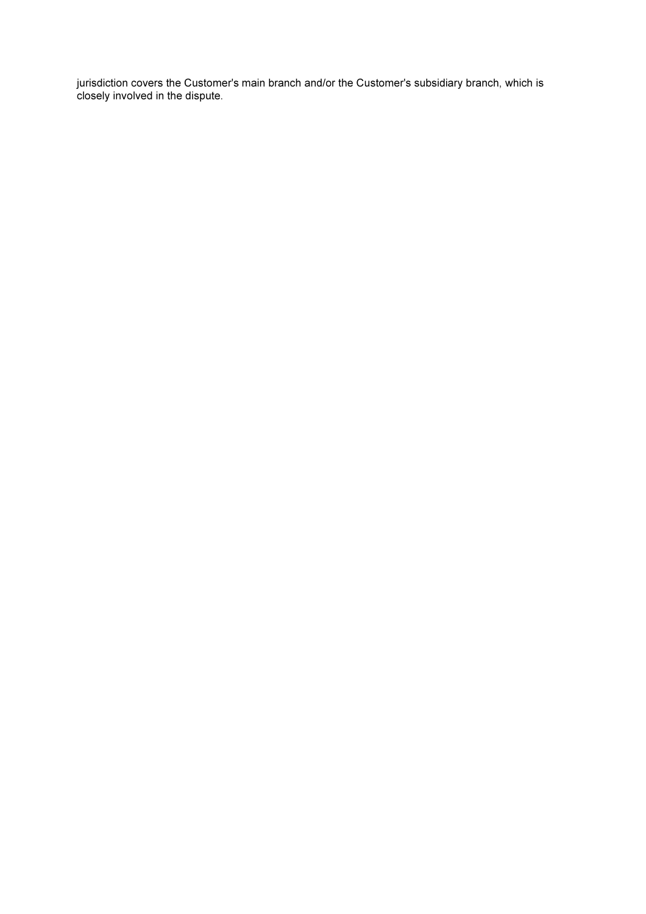jurisdiction covers the Customer's main branch and/or the Customer's subsidiary branch, which is closely involved in the dispute.